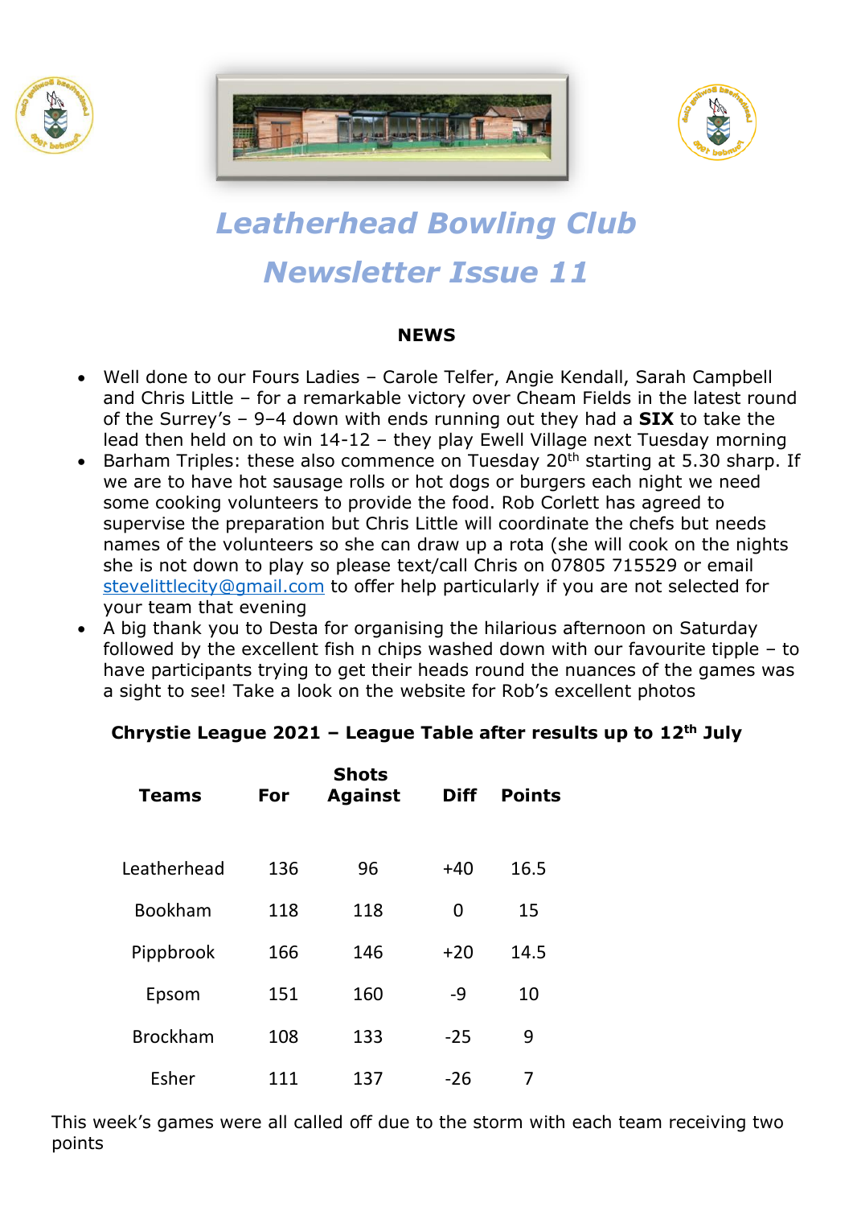# *Leatherhead Bowling Club*

# *Newsletter Issue 11*

**NEWS**

- Well done to our Fours Ladies – Carole Telfer, Angie Kendall, Sarah Campbell and Chris Little – for a remarkable victory over Cheam Fields in the latest round of the Surrey's – 9–4 down with ends running out they had a **SIX** to take the lead then held on to win 14-12 – they play Ewell Village next Tuesday morning
- Barham Triples: these also commence on Tuesday 20th starting at 5.30 sharp. If we are to have hot sausage rolls or hot dogs or burgers each night we need some cooking volunteers to provide the food. Rob Corlett has agreed to supervise the preparation but Chris Little will coordinate the chefs but needs names of the volunteers so she can draw up a rota (she will cook on the nights she is not down to play so please text/call Chris on 07805 715529 or email stevelittlecity@gmail.com to offer help particularly if you are not selected for your team that evening
- A big thank you to Desta for organising the hilarious afternoon on Saturday followed by the excellent fish n chips washed down with our favourite tipple – to have participants trying to get their heads round the nuances of the games was a sight to see! Take a look on the website for Rob's excellent photos

**Chrystie League 2021 – League Table after results up to 12th July**

| Teams | For | Shots Against | Diff | Points |
|---|---|---|---|---|
| Leatherhead | 136 | 96 | +40 | 16.5 |
| Bookham | 118 | 118 | 0 | 15 |
| Pippbrook | 166 | 146 | +20 | 14.5 |
| Epsom | 151 | 160 | -9 | 10 |
| Brockham | 108 | 133 | -25 | 9 |
| Esher | 111 | 137 | -26 | 7 |

This week's games were all called off due to the storm with each team receiving two points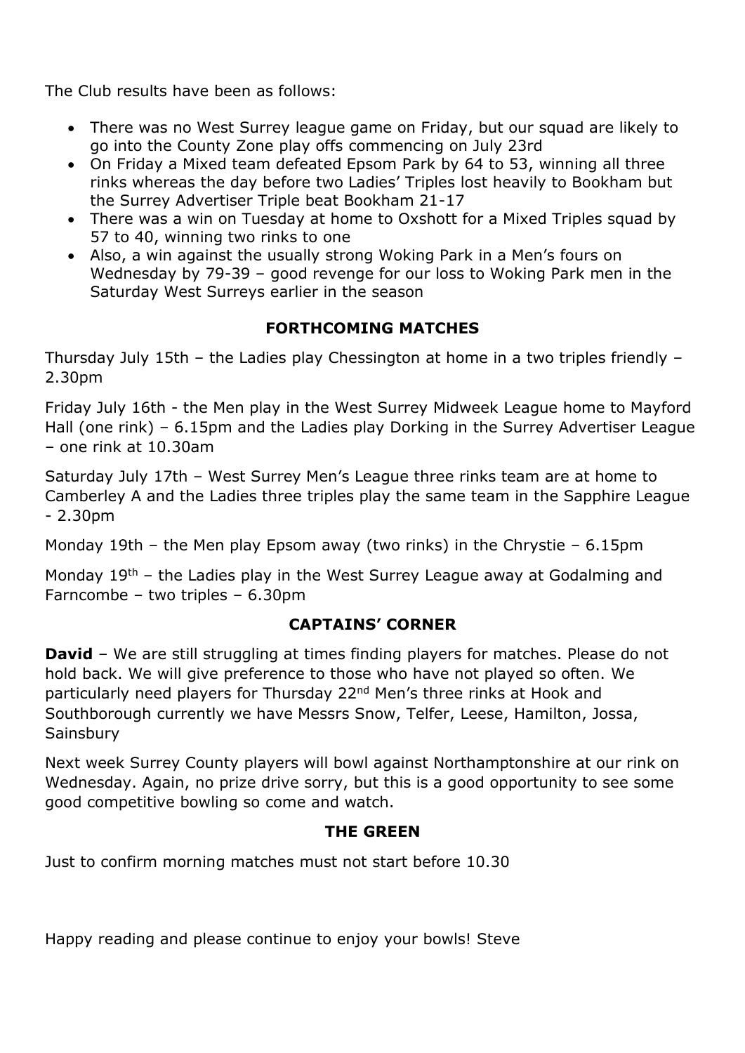The Club results have been as follows:

- There was no West Surrey league game on Friday, but our squad are likely to go into the County Zone play offs commencing on July 23rd
- On Friday a Mixed team defeated Epsom Park by 64 to 53, winning all three rinks whereas the day before two Ladies' Triples lost heavily to Bookham but the Surrey Advertiser Triple beat Bookham 21-17
- There was a win on Tuesday at home to Oxshott for a Mixed Triples squad by 57 to 40, winning two rinks to one
- Also, a win against the usually strong Woking Park in a Men's fours on Wednesday by 79-39 – good revenge for our loss to Woking Park men in the Saturday West Surreys earlier in the season

## FORTHCOMING MATCHES

Thursday July 15th – the Ladies play Chessington at home in a two triples friendly – 2.30pm

Friday July 16th - the Men play in the West Surrey Midweek League home to Mayford Hall (one rink) – 6.15pm and the Ladies play Dorking in the Surrey Advertiser League – one rink at 10.30am

Saturday July 17th – West Surrey Men's League three rinks team are at home to Camberley A and the Ladies three triples play the same team in the Sapphire League - 2.30pm

Monday 19th – the Men play Epsom away (two rinks) in the Chrystie – 6.15pm

Monday 19th – the Ladies play in the West Surrey League away at Godalming and Farncombe – two triples – 6.30pm

## CAPTAINS' CORNER

**David** – We are still struggling at times finding players for matches. Please do not hold back. We will give preference to those who have not played so often. We particularly need players for Thursday 22nd Men's three rinks at Hook and Southborough currently we have Messrs Snow, Telfer, Leese, Hamilton, Jossa, Sainsbury

Next week Surrey County players will bowl against Northamptonshire at our rink on Wednesday. Again, no prize drive sorry, but this is a good opportunity to see some good competitive bowling so come and watch.

## THE GREEN

Just to confirm morning matches must not start before 10.30

Happy reading and please continue to enjoy your bowls! Steve